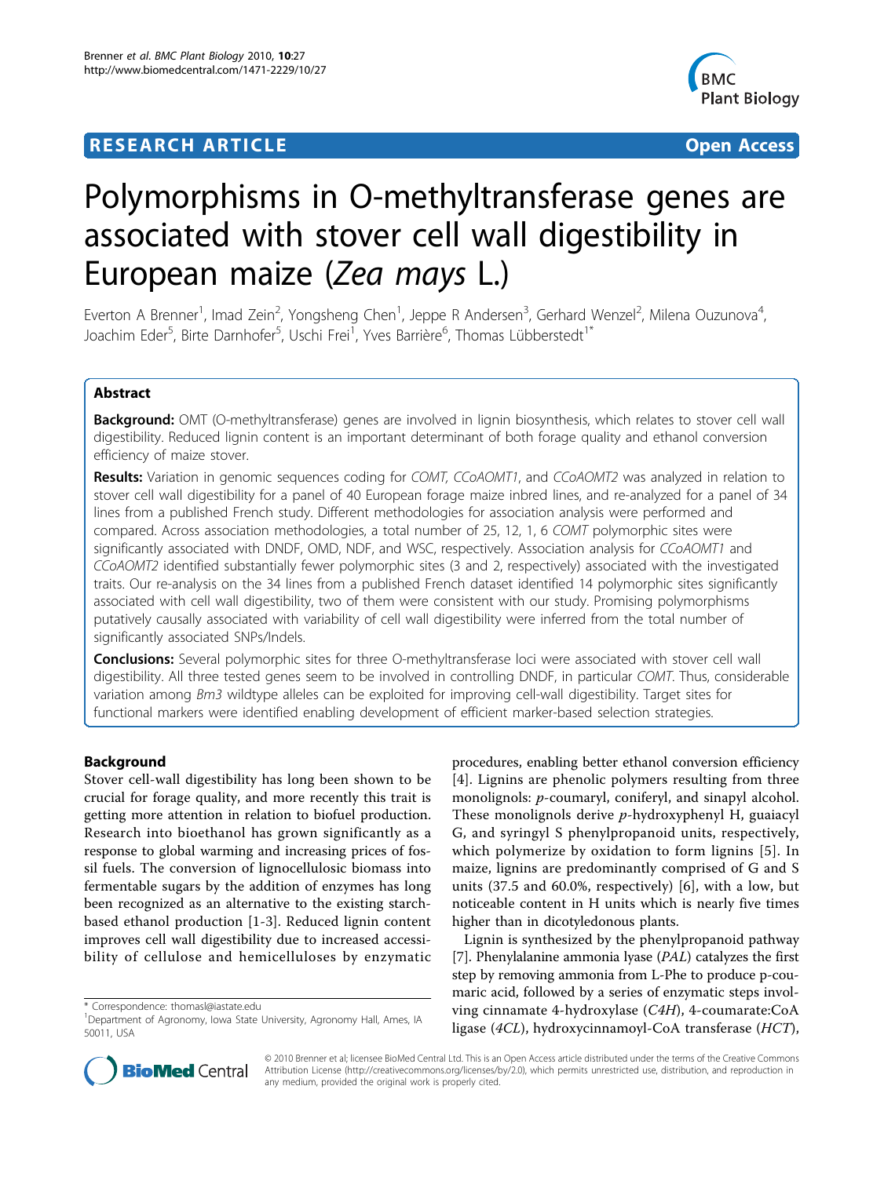# RESEARCH ARTICLE

# Polymorphisms in O-methyltransferase genes are associated with stover cell wall digestibility in European maize (*Zea mays* L.)

Everton A Brenner[1], Imad Zein[2], Yongsheng Chen[1], Jeppe R Andersen[3], Gerhard Wenzel[2], Milena Ouzunova[4], Joachim Eder[5], Birte Darnhofer[5], Uschi Frei[1], Yves Barrière[6], Thomas Lübberstedt[1*]

## Abstract

**Background:** OMT (O-methyltransferase) genes are involved in lignin biosynthesis, which relates to stover cell wall digestibility. Reduced lignin content is an important determinant of both forage quality and ethanol conversion efficiency of maize stover.

**Results:** Variation in genomic sequences coding for *COMT, CCoAOMT1*, and *CCoAOMT2* was analyzed in relation to stover cell wall digestibility for a panel of 40 European forage maize inbred lines, and re-analyzed for a panel of 34 lines from a published French study. Different methodologies for association analysis were performed and compared. Across association methodologies, a total number of 25, 12, 1, 6 *COMT* polymorphic sites were significantly associated with DNDF, OMD, NDF, and WSC, respectively. Association analysis for *CCoAOMT1* and *CCoAOMT2* identified substantially fewer polymorphic sites (3 and 2, respectively) associated with the investigated traits. Our re-analysis on the 34 lines from a published French dataset identified 14 polymorphic sites significantly associated with cell wall digestibility, two of them were consistent with our study. Promising polymorphisms putatively causally associated with variability of cell wall digestibility were inferred from the total number of significantly associated SNPs/Indels.

**Conclusions:** Several polymorphic sites for three O-methyltransferase loci were associated with stover cell wall digestibility. All three tested genes seem to be involved in controlling DNDF, in particular *COMT*. Thus, considerable variation among *Bm3* wildtype alleles can be exploited for improving cell-wall digestibility. Target sites for functional markers were identified enabling development of efficient marker-based selection strategies.

## Background

Stover cell-wall digestibility has long been shown to be crucial for forage quality, and more recently this trait is getting more attention in relation to biofuel production. Research into bioethanol has grown significantly as a response to global warming and increasing prices of fossil fuels. The conversion of lignocellulosic biomass into fermentable sugars by the addition of enzymes has long been recognized as an alternative to the existing starch-based ethanol production [1-3]. Reduced lignin content improves cell wall digestibility due to increased accessibility of cellulose and hemicelluloses by enzymatic procedures, enabling better ethanol conversion efficiency [4]. Lignins are phenolic polymers resulting from three monolignols: *p*-coumaryl, coniferyl, and sinapyl alcohol. These monolignols derive *p*-hydroxyphenyl H, guaiacyl G, and syringyl S phenylpropanoid units, respectively, which polymerize by oxidation to form lignins [5]. In maize, lignins are predominantly comprised of G and S units (37.5 and 60.0%, respectively) [6], with a low, but noticeable content in H units which is nearly five times higher than in dicotyledonous plants.

Lignin is synthesized by the phenylpropanoid pathway [7]. Phenylalanine ammonia lyase (*PAL*) catalyzes the first step by removing ammonia from L-Phe to produce p-coumaric acid, followed by a series of enzymatic steps involving cinnamate 4-hydroxylase (*C4H*), 4-coumarate:CoA ligase (*4CL*), hydroxycinnamoyl-CoA transferase (*HCT*),

\* Correspondence: thomasl@iastate.edu
[1]Department of Agronomy, Iowa State University, Agronomy Hall, Ames, IA 50011, USA

© 2010 Brenner et al; licensee BioMed Central Ltd. This is an Open Access article distributed under the terms of the Creative Commons Attribution License (http://creativecommons.org/licenses/by/2.0), which permits unrestricted use, distribution, and reproduction in any medium, provided the original work is properly cited.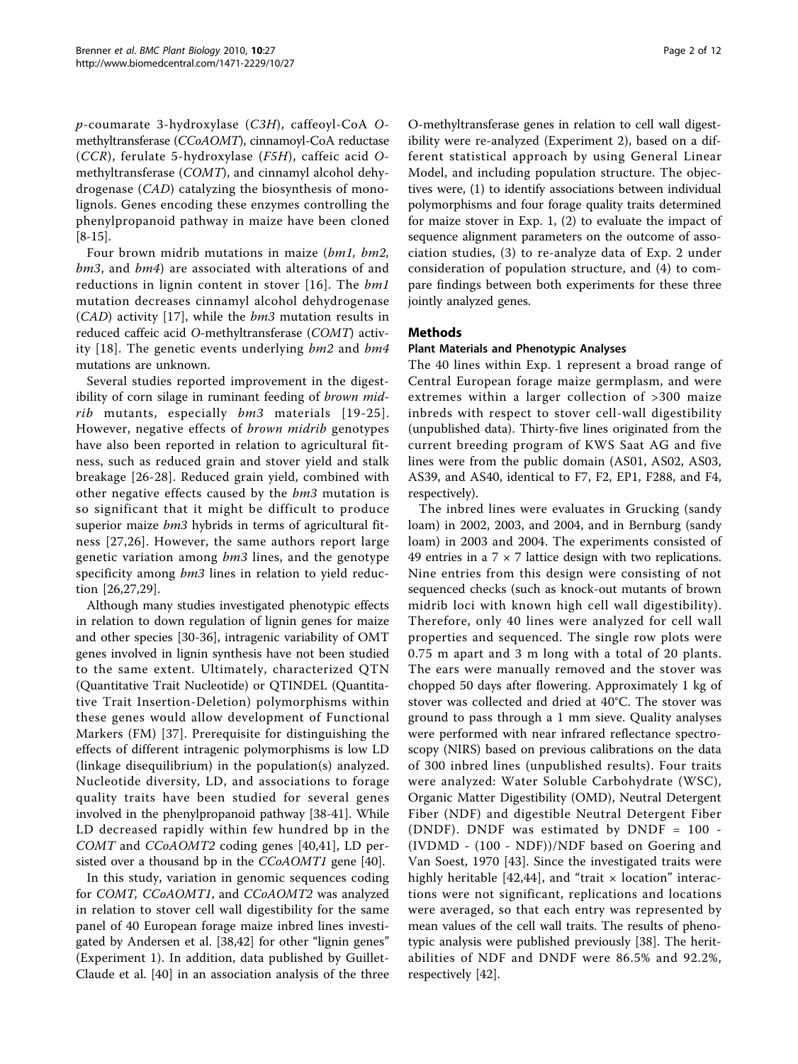*p*-coumarate 3-hydroxylase (*C3H*), caffeoyl-CoA *O*-methyltransferase (*CCoAOMT*), cinnamoyl-CoA reductase (*CCR*), ferulate 5-hydroxylase (*F5H*), caffeic acid *O*-methyltransferase (*COMT*), and cinnamyl alcohol dehydrogenase (*CAD*) catalyzing the biosynthesis of monolignols. Genes encoding these enzymes controlling the phenylpropanoid pathway in maize have been cloned [8-15].

Four brown midrib mutations in maize (*bm1*, *bm2*, *bm3*, and *bm4*) are associated with alterations of and reductions in lignin content in stover [16]. The *bm1* mutation decreases cinnamyl alcohol dehydrogenase (*CAD*) activity [17], while the *bm3* mutation results in reduced caffeic acid *O*-methyltransferase (*COMT*) activity [18]. The genetic events underlying *bm2* and *bm4* mutations are unknown.

Several studies reported improvement in the digestibility of corn silage in ruminant feeding of *brown midrib* mutants, especially *bm3* materials [19-25]. However, negative effects of *brown midrib* genotypes have also been reported in relation to agricultural fitness, such as reduced grain and stover yield and stalk breakage [26-28]. Reduced grain yield, combined with other negative effects caused by the *bm3* mutation is so significant that it might be difficult to produce superior maize *bm3* hybrids in terms of agricultural fitness [27,26]. However, the same authors report large genetic variation among *bm3* lines, and the genotype specificity among *bm3* lines in relation to yield reduction [26,27,29].

Although many studies investigated phenotypic effects in relation to down regulation of lignin genes for maize and other species [30-36], intragenic variability of OMT genes involved in lignin synthesis have not been studied to the same extent. Ultimately, characterized QTN (Quantitative Trait Nucleotide) or QTINDEL (Quantitative Trait Insertion-Deletion) polymorphisms within these genes would allow development of Functional Markers (FM) [37]. Prerequisite for distinguishing the effects of different intragenic polymorphisms is low LD (linkage disequilibrium) in the population(s) analyzed. Nucleotide diversity, LD, and associations to forage quality traits have been studied for several genes involved in the phenylpropanoid pathway [38-41]. While LD decreased rapidly within few hundred bp in the *COMT* and *CCoAOMT2* coding genes [40,41], LD persisted over a thousand bp in the *CCoAOMT1* gene [40].

In this study, variation in genomic sequences coding for *COMT*, *CCoAOMT1*, and *CCoAOMT2* was analyzed in relation to stover cell wall digestibility for the same panel of 40 European forage maize inbred lines investigated by Andersen et al. [38,42] for other "lignin genes" (Experiment 1). In addition, data published by Guillet-Claude et al. [40] in an association analysis of the three O-methyltransferase genes in relation to cell wall digestibility were re-analyzed (Experiment 2), based on a different statistical approach by using General Linear Model, and including population structure. The objectives were, (1) to identify associations between individual polymorphisms and four forage quality traits determined for maize stover in Exp. 1, (2) to evaluate the impact of sequence alignment parameters on the outcome of association studies, (3) to re-analyze data of Exp. 2 under consideration of population structure, and (4) to compare findings between both experiments for these three jointly analyzed genes.

## Methods

### Plant Materials and Phenotypic Analyses

The 40 lines within Exp. 1 represent a broad range of Central European forage maize germplasm, and were extremes within a larger collection of >300 maize inbreds with respect to stover cell-wall digestibility (unpublished data). Thirty-five lines originated from the current breeding program of KWS Saat AG and five lines were from the public domain (AS01, AS02, AS03, AS39, and AS40, identical to F7, F2, EP1, F288, and F4, respectively).

The inbred lines were evaluates in Grucking (sandy loam) in 2002, 2003, and 2004, and in Bernburg (sandy loam) in 2003 and 2004. The experiments consisted of 49 entries in a 7 × 7 lattice design with two replications. Nine entries from this design were consisting of not sequenced checks (such as knock-out mutants of brown midrib loci with known high cell wall digestibility). Therefore, only 40 lines were analyzed for cell wall properties and sequenced. The single row plots were 0.75 m apart and 3 m long with a total of 20 plants. The ears were manually removed and the stover was chopped 50 days after flowering. Approximately 1 kg of stover was collected and dried at 40°C. The stover was ground to pass through a 1 mm sieve. Quality analyses were performed with near infrared reflectance spectroscopy (NIRS) based on previous calibrations on the data of 300 inbred lines (unpublished results). Four traits were analyzed: Water Soluble Carbohydrate (WSC), Organic Matter Digestibility (OMD), Neutral Detergent Fiber (NDF) and digestible Neutral Detergent Fiber (DNDF). DNDF was estimated by DNDF = 100 - (IVDMD - (100 - NDF))/NDF based on Goering and Van Soest, 1970 [43]. Since the investigated traits were highly heritable [42,44], and "trait × location" interactions were not significant, replications and locations were averaged, so that each entry was represented by mean values of the cell wall traits. The results of phenotypic analysis were published previously [38]. The heritabilities of NDF and DNDF were 86.5% and 92.2%, respectively [42].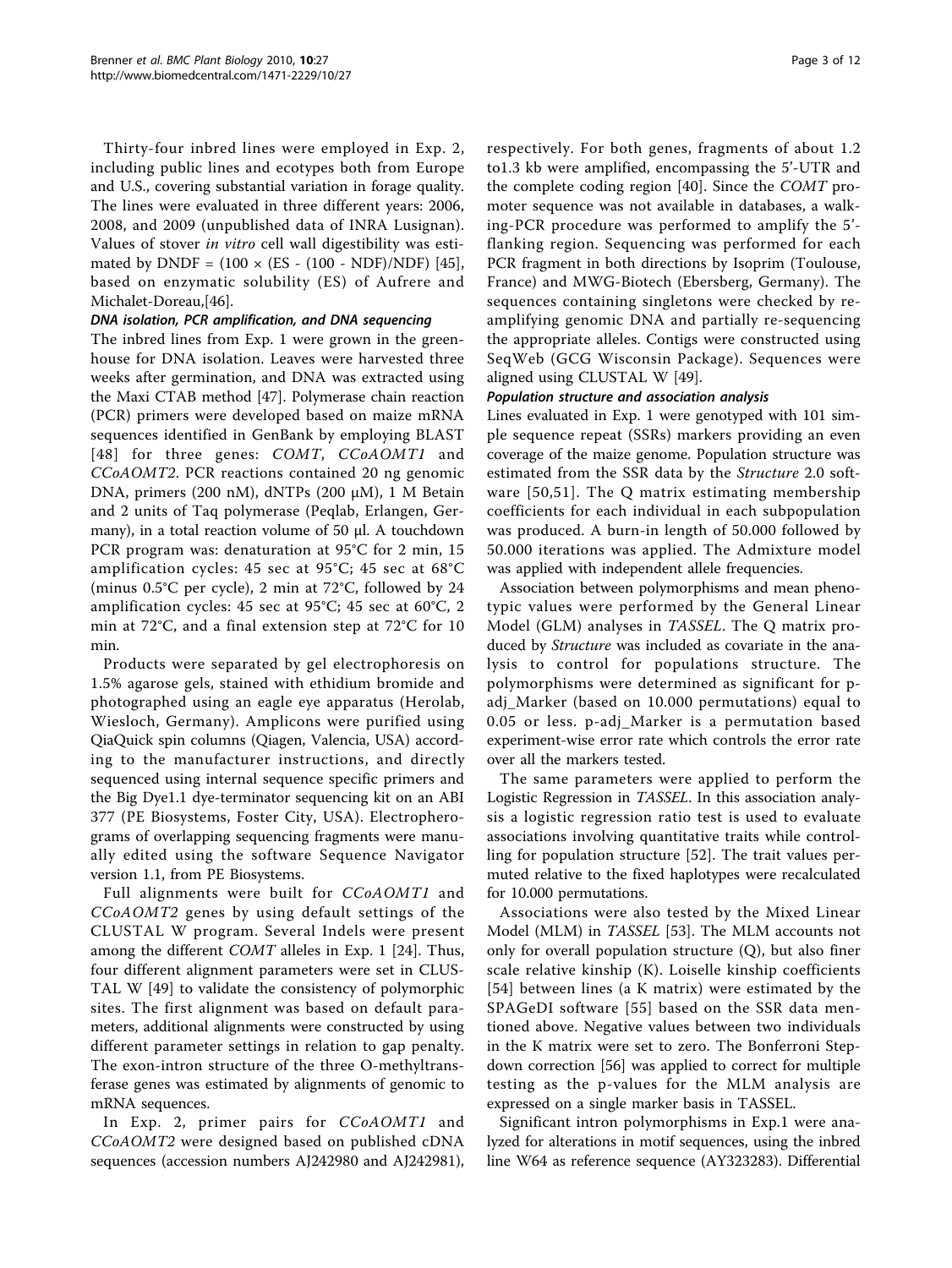Thirty-four inbred lines were employed in Exp. 2, including public lines and ecotypes both from Europe and U.S., covering substantial variation in forage quality. The lines were evaluated in three different years: 2006, 2008, and 2009 (unpublished data of INRA Lusignan). Values of stover *in vitro* cell wall digestibility was estimated by DNDF = (100 × (ES - (100 - NDF)/NDF) [45], based on enzymatic solubility (ES) of Aufrere and Michalet-Doreau,[46].

#### DNA isolation, PCR amplification, and DNA sequencing

The inbred lines from Exp. 1 were grown in the greenhouse for DNA isolation. Leaves were harvested three weeks after germination, and DNA was extracted using the Maxi CTAB method [47]. Polymerase chain reaction (PCR) primers were developed based on maize mRNA sequences identified in GenBank by employing BLAST [48] for three genes: *COMT*, *CCoAOMT1* and *CCoAOMT2*. PCR reactions contained 20 ng genomic DNA, primers (200 nM), dNTPs (200 μM), 1 M Betain and 2 units of Taq polymerase (Peqlab, Erlangen, Germany), in a total reaction volume of 50 μl. A touchdown PCR program was: denaturation at 95°C for 2 min, 15 amplification cycles: 45 sec at 95°C; 45 sec at 68°C (minus 0.5°C per cycle), 2 min at 72°C, followed by 24 amplification cycles: 45 sec at 95°C; 45 sec at 60°C, 2 min at 72°C, and a final extension step at 72°C for 10 min.

Products were separated by gel electrophoresis on 1.5% agarose gels, stained with ethidium bromide and photographed using an eagle eye apparatus (Herolab, Wiesloch, Germany). Amplicons were purified using QiaQuick spin columns (Qiagen, Valencia, USA) according to the manufacturer instructions, and directly sequenced using internal sequence specific primers and the Big Dye1.1 dye-terminator sequencing kit on an ABI 377 (PE Biosystems, Foster City, USA). Electropherograms of overlapping sequencing fragments were manually edited using the software Sequence Navigator version 1.1, from PE Biosystems.

Full alignments were built for *CCoAOMT1* and *CCoAOMT2* genes by using default settings of the CLUSTAL W program. Several Indels were present among the different *COMT* alleles in Exp. 1 [24]. Thus, four different alignment parameters were set in CLUSTAL W [49] to validate the consistency of polymorphic sites. The first alignment was based on default parameters, additional alignments were constructed by using different parameter settings in relation to gap penalty. The exon-intron structure of the three O-methyltransferase genes was estimated by alignments of genomic to mRNA sequences.

In Exp. 2, primer pairs for *CCoAOMT1* and *CCoAOMT2* were designed based on published cDNA sequences (accession numbers AJ242980 and AJ242981), respectively. For both genes, fragments of about 1.2 to1.3 kb were amplified, encompassing the 5'-UTR and the complete coding region [40]. Since the *COMT* promoter sequence was not available in databases, a walking-PCR procedure was performed to amplify the 5'-flanking region. Sequencing was performed for each PCR fragment in both directions by Isoprim (Toulouse, France) and MWG-Biotech (Ebersberg, Germany). The sequences containing singletons were checked by re-amplifying genomic DNA and partially re-sequencing the appropriate alleles. Contigs were constructed using SeqWeb (GCG Wisconsin Package). Sequences were aligned using CLUSTAL W [49].

#### Population structure and association analysis

Lines evaluated in Exp. 1 were genotyped with 101 simple sequence repeat (SSRs) markers providing an even coverage of the maize genome. Population structure was estimated from the SSR data by the *Structure* 2.0 software [50,51]. The Q matrix estimating membership coefficients for each individual in each subpopulation was produced. A burn-in length of 50.000 followed by 50.000 iterations was applied. The Admixture model was applied with independent allele frequencies.

Association between polymorphisms and mean phenotypic values were performed by the General Linear Model (GLM) analyses in *TASSEL*. The Q matrix produced by *Structure* was included as covariate in the analysis to control for populations structure. The polymorphisms were determined as significant for p-adj_Marker (based on 10.000 permutations) equal to 0.05 or less. p-adj_Marker is a permutation based experiment-wise error rate which controls the error rate over all the markers tested.

The same parameters were applied to perform the Logistic Regression in *TASSEL*. In this association analysis a logistic regression ratio test is used to evaluate associations involving quantitative traits while controlling for population structure [52]. The trait values permuted relative to the fixed haplotypes were recalculated for 10.000 permutations.

Associations were also tested by the Mixed Linear Model (MLM) in *TASSEL* [53]. The MLM accounts not only for overall population structure (Q), but also finer scale relative kinship (K). Loiselle kinship coefficients [54] between lines (a K matrix) were estimated by the SPAGeDI software [55] based on the SSR data mentioned above. Negative values between two individuals in the K matrix were set to zero. The Bonferroni Step-down correction [56] was applied to correct for multiple testing as the p-values for the MLM analysis are expressed on a single marker basis in TASSEL.

Significant intron polymorphisms in Exp.1 were analyzed for alterations in motif sequences, using the inbred line W64 as reference sequence (AY323283). Differential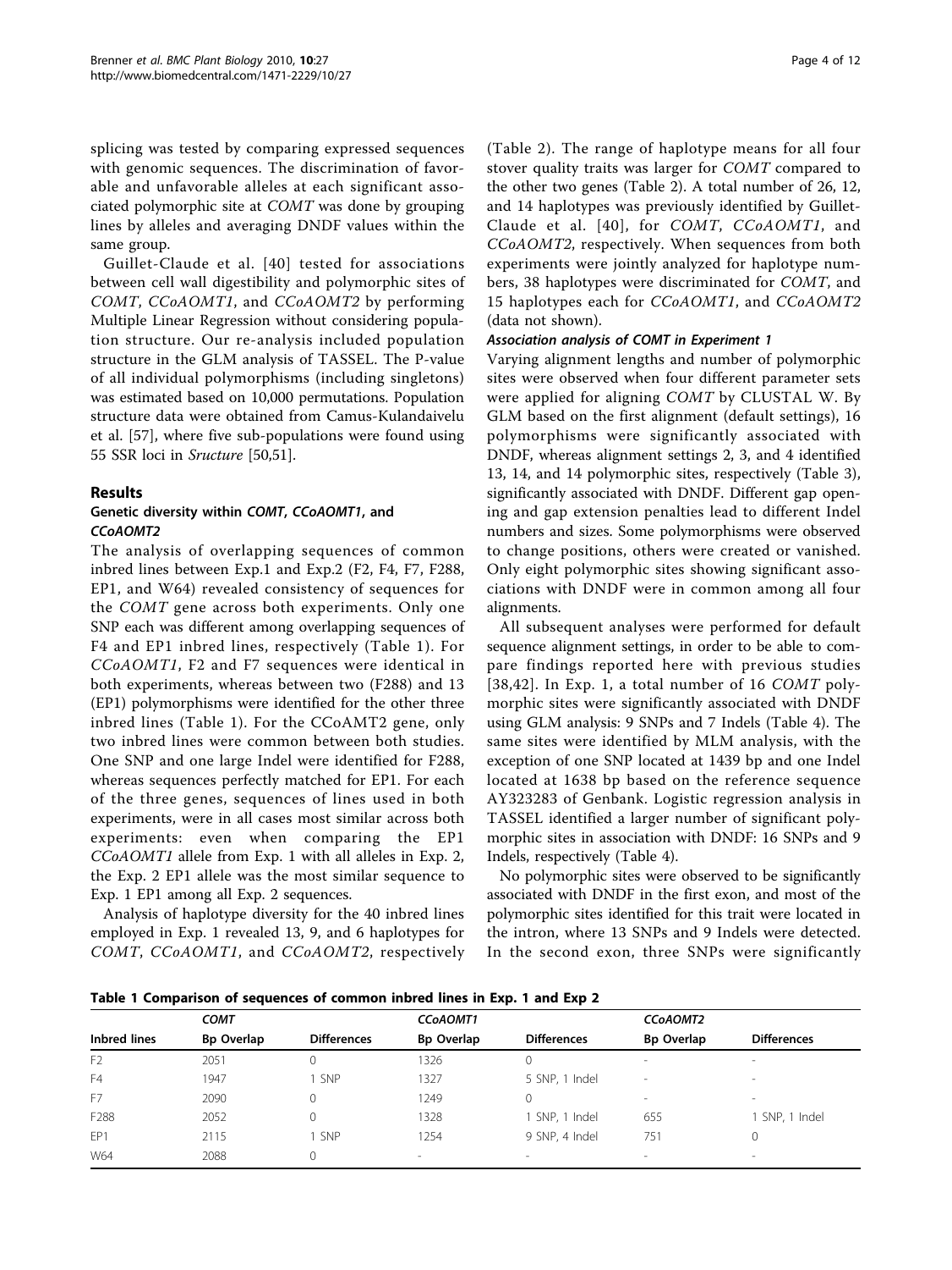splicing was tested by comparing expressed sequences with genomic sequences. The discrimination of favorable and unfavorable alleles at each significant associated polymorphic site at *COMT* was done by grouping lines by alleles and averaging DNDF values within the same group.

Guillet-Claude et al. [40] tested for associations between cell wall digestibility and polymorphic sites of *COMT*, *CCoAOMT1*, and *CCoAOMT2* by performing Multiple Linear Regression without considering population structure. Our re-analysis included population structure in the GLM analysis of TASSEL. The P-value of all individual polymorphisms (including singletons) was estimated based on 10,000 permutations. Population structure data were obtained from Camus-Kulandaivelu et al. [57], where five sub-populations were found using 55 SSR loci in *Sructure* [50,51].

## Results

### Genetic diversity within *COMT*, *CCoAOMT1*, and *CCoAOMT2*

The analysis of overlapping sequences of common inbred lines between Exp.1 and Exp.2 (F2, F4, F7, F288, EP1, and W64) revealed consistency of sequences for the *COMT* gene across both experiments. Only one SNP each was different among overlapping sequences of F4 and EP1 inbred lines, respectively (Table 1). For *CCoAOMT1*, F2 and F7 sequences were identical in both experiments, whereas between two (F288) and 13 (EP1) polymorphisms were identified for the other three inbred lines (Table 1). For the CCoAMT2 gene, only two inbred lines were common between both studies. One SNP and one large Indel were identified for F288, whereas sequences perfectly matched for EP1. For each of the three genes, sequences of lines used in both experiments, were in all cases most similar across both experiments: even when comparing the EP1 *CCoAOMT1* allele from Exp. 1 with all alleles in Exp. 2, the Exp. 2 EP1 allele was the most similar sequence to Exp. 1 EP1 among all Exp. 2 sequences.

Analysis of haplotype diversity for the 40 inbred lines employed in Exp. 1 revealed 13, 9, and 6 haplotypes for *COMT*, *CCoAOMT1*, and *CCoAOMT2*, respectively (Table 2). The range of haplotype means for all four stover quality traits was larger for *COMT* compared to the other two genes (Table 2). A total number of 26, 12, and 14 haplotypes was previously identified by Guillet-Claude et al. [40], for *COMT*, *CCoAOMT1*, and *CCoAOMT2*, respectively. When sequences from both experiments were jointly analyzed for haplotype numbers, 38 haplotypes were discriminated for *COMT*, and 15 haplotypes each for *CCoAOMT1*, and *CCoAOMT2* (data not shown).

### Association analysis of COMT in Experiment 1

Varying alignment lengths and number of polymorphic sites were observed when four different parameter sets were applied for aligning *COMT* by CLUSTAL W. By GLM based on the first alignment (default settings), 16 polymorphisms were significantly associated with DNDF, whereas alignment settings 2, 3, and 4 identified 13, 14, and 14 polymorphic sites, respectively (Table 3), significantly associated with DNDF. Different gap opening and gap extension penalties lead to different Indel numbers and sizes. Some polymorphisms were observed to change positions, others were created or vanished. Only eight polymorphic sites showing significant associations with DNDF were in common among all four alignments.

All subsequent analyses were performed for default sequence alignment settings, in order to be able to compare findings reported here with previous studies [38,42]. In Exp. 1, a total number of 16 *COMT* polymorphic sites were significantly associated with DNDF using GLM analysis: 9 SNPs and 7 Indels (Table 4). The same sites were identified by MLM analysis, with the exception of one SNP located at 1439 bp and one Indel located at 1638 bp based on the reference sequence AY323283 of Genbank. Logistic regression analysis in TASSEL identified a larger number of significant polymorphic sites in association with DNDF: 16 SNPs and 9 Indels, respectively (Table 4).

No polymorphic sites were observed to be significantly associated with DNDF in the first exon, and most of the polymorphic sites identified for this trait were located in the intron, where 13 SNPs and 9 Indels were detected. In the second exon, three SNPs were significantly

**Table 1 Comparison of sequences of common inbred lines in Exp. 1 and Exp 2**

| | *COMT* | | *CCoAOMT1* | | *CCoAOMT2* | |
|---|---|---|---|---|---|---|
| **Inbred lines** | **Bp Overlap** | **Differences** | **Bp Overlap** | **Differences** | **Bp Overlap** | **Differences** |
| F2 | 2051 | 0 | 1326 | 0 | - | - |
| F4 | 1947 | 1 SNP | 1327 | 5 SNP, 1 Indel | - | - |
| F7 | 2090 | 0 | 1249 | 0 | - | - |
| F288 | 2052 | 0 | 1328 | 1 SNP, 1 Indel | 655 | 1 SNP, 1 Indel |
| EP1 | 2115 | 1 SNP | 1254 | 9 SNP, 4 Indel | 751 | 0 |
| W64 | 2088 | 0 | - | - | - | - |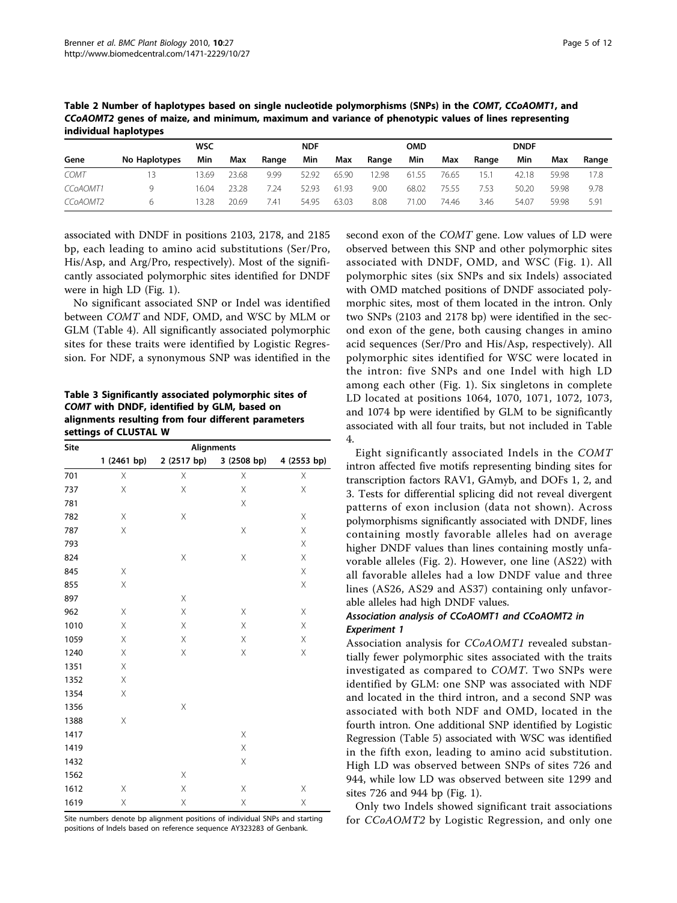**Table 2 Number of haplotypes based on single nucleotide polymorphisms (SNPs) in the *COMT*, *CCoAOMT1*, and *CCoAOMT2* genes of maize, and minimum, maximum and variance of phenotypic values of lines representing individual haplotypes**

| Gene | No Haplotypes | WSC | | | NDF | | | OMD | | | DNDF | | |
|---|---|---|---|---|---|---|---|---|---|---|---|---|---|
| | | Min | Max | Range | Min | Max | Range | Min | Max | Range | Min | Max | Range |
| *COMT* | 13 | 13.69 | 23.68 | 9.99 | 52.92 | 65.90 | 12.98 | 61.55 | 76.65 | 15.1 | 42.18 | 59.98 | 17.8 |
| *CCoAOMT1* | 9 | 16.04 | 23.28 | 7.24 | 52.93 | 61.93 | 9.00 | 68.02 | 75.55 | 7.53 | 50.20 | 59.98 | 9.78 |
| *CCoAOMT2* | 6 | 13.28 | 20.69 | 7.41 | 54.95 | 63.03 | 8.08 | 71.00 | 74.46 | 3.46 | 54.07 | 59.98 | 5.91 |

associated with DNDF in positions 2103, 2178, and 2185 bp, each leading to amino acid substitutions (Ser/Pro, His/Asp, and Arg/Pro, respectively). Most of the significantly associated polymorphic sites identified for DNDF were in high LD (Fig. 1).

No significant associated SNP or Indel was identified between *COMT* and NDF, OMD, and WSC by MLM or GLM (Table 4). All significantly associated polymorphic sites for these traits were identified by Logistic Regression. For NDF, a synonymous SNP was identified in the second exon of the *COMT* gene. Low values of LD were observed between this SNP and other polymorphic sites associated with DNDF, OMD, and WSC (Fig. 1). All polymorphic sites (six SNPs and six Indels) associated with OMD matched positions of DNDF associated polymorphic sites, most of them located in the intron. Only two SNPs (2103 and 2178 bp) were identified in the second exon of the gene, both causing changes in amino acid sequences (Ser/Pro and His/Asp, respectively). All polymorphic sites identified for WSC were located in the intron: five SNPs and one Indel with high LD among each other (Fig. 1). Six singletons in complete LD located at positions 1064, 1070, 1071, 1072, 1073, and 1074 bp were identified by GLM to be significantly associated with all four traits, but not included in Table 4.

**Table 3 Significantly associated polymorphic sites of *COMT* with DNDF, identified by GLM, based on alignments resulting from four different parameters settings of CLUSTAL W**

| Site | Alignments | | | |
|---|---|---|---|---|
| | 1 (2461 bp) | 2 (2517 bp) | 3 (2508 bp) | 4 (2553 bp) |
| 701 | X | X | X | X |
| 737 | X | X | X | X |
| 781 | | | X | |
| 782 | X | X | | X |
| 787 | X | | X | X |
| 793 | | | | X |
| 824 | | X | X | X |
| 845 | X | | | X |
| 855 | X | | | X |
| 897 | | X | | |
| 962 | X | X | X | X |
| 1010 | X | X | X | X |
| 1059 | X | X | X | X |
| 1240 | X | X | X | X |
| 1351 | X | | | |
| 1352 | X | | | |
| 1354 | X | | | |
| 1356 | | X | | |
| 1388 | X | | | |
| 1417 | | | X | |
| 1419 | | | X | |
| 1432 | | | X | |
| 1562 | | X | | |
| 1612 | X | X | X | X |
| 1619 | X | X | X | X |

Site numbers denote bp alignment positions of individual SNPs and starting positions of Indels based on reference sequence AY323283 of Genbank.

Eight significantly associated Indels in the *COMT* intron affected five motifs representing binding sites for transcription factors RAV1, GAmyb, and DOFs 1, 2, and 3. Tests for differential splicing did not reveal divergent patterns of exon inclusion (data not shown). Across polymorphisms significantly associated with DNDF, lines containing mostly favorable alleles had on average higher DNDF values than lines containing mostly unfavorable alleles (Fig. 2). However, one line (AS22) with all favorable alleles had a low DNDF value and three lines (AS26, AS29 and AS37) containing only unfavorable alleles had high DNDF values.

#### Association analysis of CCoAOMT1 and CCoAOMT2 in Experiment 1

Association analysis for *CCoAOMT1* revealed substantially fewer polymorphic sites associated with the traits investigated as compared to *COMT*. Two SNPs were identified by GLM: one SNP was associated with NDF and located in the third intron, and a second SNP was associated with both NDF and OMD, located in the fourth intron. One additional SNP identified by Logistic Regression (Table 5) associated with WSC was identified in the fifth exon, leading to amino acid substitution. High LD was observed between SNPs of sites 726 and 944, while low LD was observed between site 1299 and sites 726 and 944 bp (Fig. 1).

Only two Indels showed significant trait associations for *CCoAOMT2* by Logistic Regression, and only one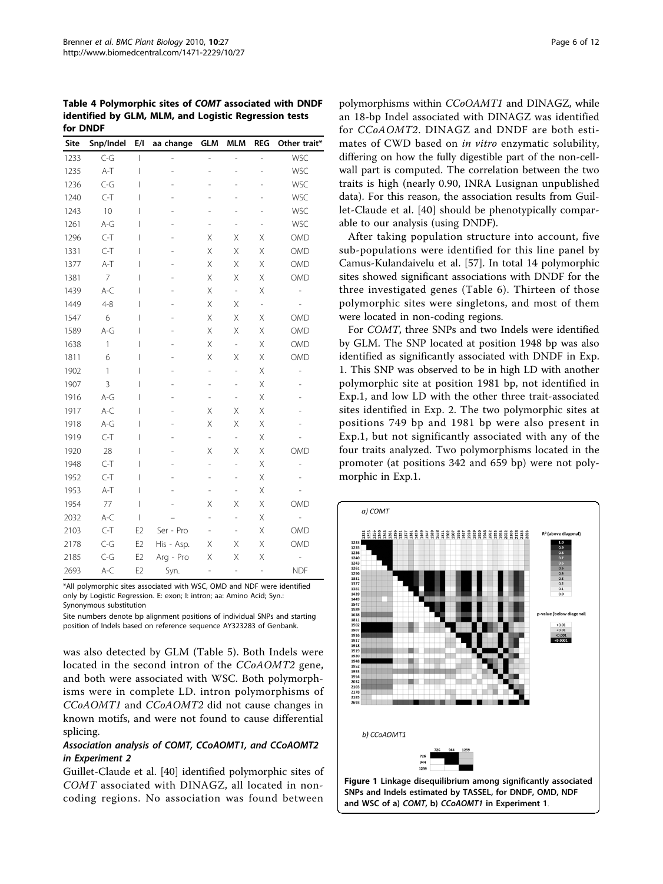**Table 4 Polymorphic sites of *COMT* associated with DNDF identified by GLM, MLM, and Logistic Regression tests for DNDF**

| Site | Snp/Indel | E/I | aa change | GLM | MLM | REG | Other trait* |
|---|---|---|---|---|---|---|---|
| 1233 | C-G | I | - | - | - | - | WSC |
| 1235 | A-T | I | - | - | - | - | WSC |
| 1236 | C-G | I | - | - | - | - | WSC |
| 1240 | C-T | I | - | - | - | - | WSC |
| 1243 | 10 | I | - | - | - | - | WSC |
| 1261 | A-G | I | - | - | - | - | WSC |
| 1296 | C-T | I | - | X | X | X | OMD |
| 1331 | C-T | I | - | X | X | X | OMD |
| 1377 | A-T | I | - | X | X | X | OMD |
| 1381 | 7 | I | - | X | X | X | OMD |
| 1439 | A-C | I | - | X | - | X | - |
| 1449 | 4-8 | I | - | X | X | - | - |
| 1547 | 6 | I | - | X | X | X | OMD |
| 1589 | A-G | I | - | X | X | X | OMD |
| 1638 | 1 | I | - | X | - | X | OMD |
| 1811 | 6 | I | - | X | X | X | OMD |
| 1902 | 1 | I | - | - | - | X | - |
| 1907 | 3 | I | - | - | - | X | - |
| 1916 | A-G | I | - | - | - | X | - |
| 1917 | A-C | I | - | X | X | X | - |
| 1918 | A-G | I | - | X | X | X | - |
| 1919 | C-T | I | - | - | - | X | - |
| 1920 | 28 | I | - | X | X | X | OMD |
| 1948 | C-T | I | - | - | - | X | - |
| 1952 | C-T | I | - | - | - | X | - |
| 1953 | A-T | I | - | - | - | X | - |
| 1954 | 77 | I | - | X | X | X | OMD |
| 2032 | A-C | I | – | - | - | X | - |
| 2103 | C-T | E2 | Ser - Pro | - | - | X | OMD |
| 2178 | C-G | E2 | His - Asp. | X | X | X | OMD |
| 2185 | C-G | E2 | Arg - Pro | X | X | X | - |
| 2693 | A-C | E2 | Syn. | - | - | - | NDF |

*All polymorphic sites associated with WSC, OMD and NDF were identified only by Logistic Regression. E: exon; I: intron; aa: Amino Acid; Syn.: Synonymous substitution

Site numbers denote bp alignment positions of individual SNPs and starting position of Indels based on reference sequence AY323283 of Genbank.

was also detected by GLM (Table 5). Both Indels were located in the second intron of the *CCoAOMT2* gene, and both were associated with WSC. Both polymorphisms were in complete LD. intron polymorphisms of *CCoAOMT1* and *CCoAOMT2* did not cause changes in known motifs, and were not found to cause differential splicing.

### *Association analysis of COMT, CCoAOMT1, and CCoAOMT2 in Experiment 2*

Guillet-Claude et al. [40] identified polymorphic sites of *COMT* associated with DINAGZ, all located in non-coding regions. No association was found between polymorphisms within *CCoOAMT1* and DINAGZ, while an 18-bp Indel associated with DINAGZ was identified for *CCoAOMT2*. DINAGZ and DNDF are both estimates of CWD based on *in vitro* enzymatic solubility, differing on how the fully digestible part of the non-cell-wall part is computed. The correlation between the two traits is high (nearly 0.90, INRA Lusignan unpublished data). For this reason, the association results from Guillet-Claude et al. [40] should be phenotypically comparable to our analysis (using DNDF).

After taking population structure into account, five sub-populations were identified for this line panel by Camus-Kulandaivelu et al. [57]. In total 14 polymorphic sites showed significant associations with DNDF for the three investigated genes (Table 6). Thirteen of those polymorphic sites were singletons, and most of them were located in non-coding regions.

For *COMT*, three SNPs and two Indels were identified by GLM. The SNP located at position 1948 bp was also identified as significantly associated with DNDF in Exp. 1. This SNP was observed to be in high LD with another polymorphic site at position 1981 bp, not identified in Exp.1, and low LD with the other three trait-associated sites identified in Exp. 2. The two polymorphic sites at positions 749 bp and 1981 bp were also present in Exp.1, but not significantly associated with any of the four traits analyzed. Two polymorphisms located in the promoter (at positions 342 and 659 bp) were not polymorphic in Exp.1.

**Figure 1 Linkage disequilibrium among significantly associated SNPs and Indels estimated by TASSEL, for DNDF, OMD, NDF and WSC of a) *COMT*, b) *CCoAOMT1* in Experiment 1**.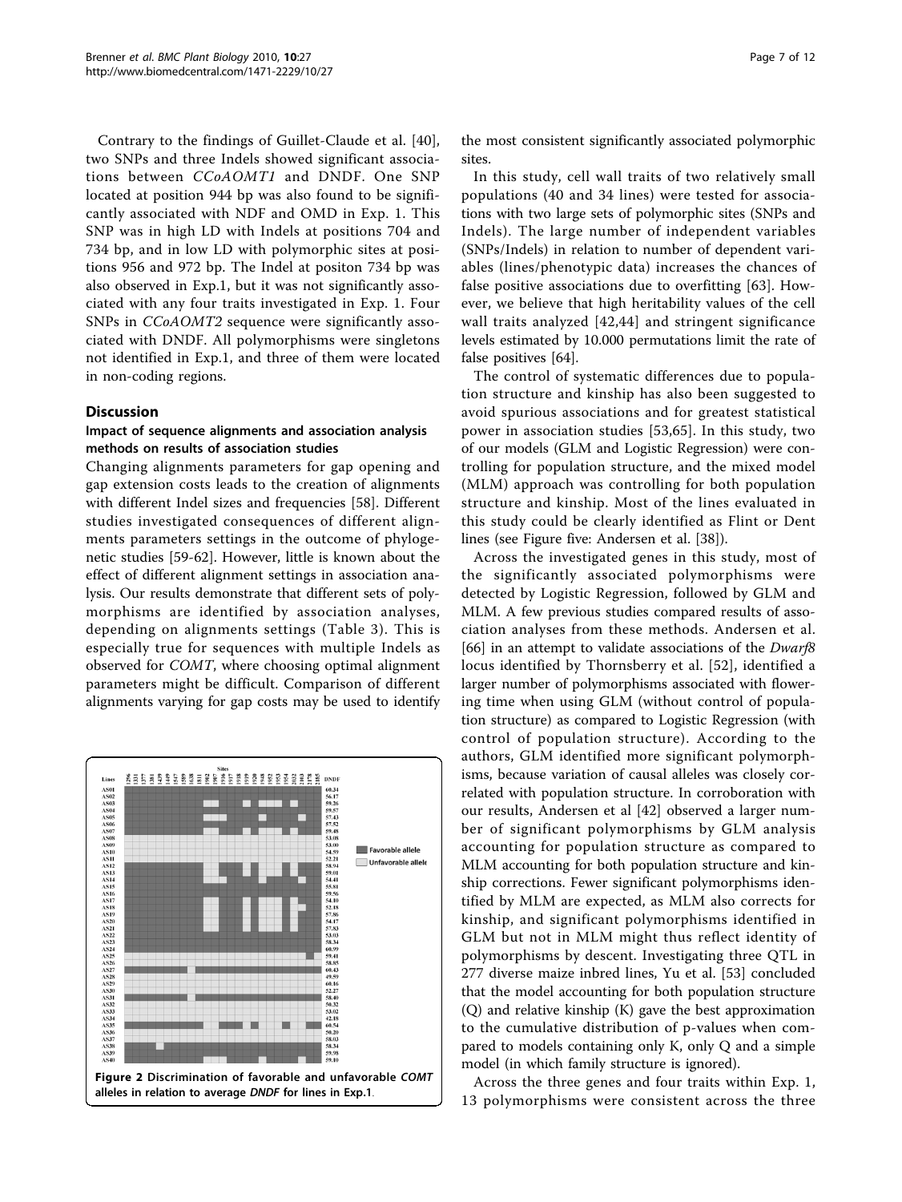Contrary to the findings of Guillet-Claude et al. [40], two SNPs and three Indels showed significant associations between *CCoAOMT1* and DNDF. One SNP located at position 944 bp was also found to be significantly associated with NDF and OMD in Exp. 1. This SNP was in high LD with Indels at positions 704 and 734 bp, and in low LD with polymorphic sites at positions 956 and 972 bp. The Indel at positon 734 bp was also observed in Exp.1, but it was not significantly associated with any four traits investigated in Exp. 1. Four SNPs in *CCoAOMT2* sequence were significantly associated with DNDF. All polymorphisms were singletons not identified in Exp.1, and three of them were located in non-coding regions.

## Discussion

### Impact of sequence alignments and association analysis methods on results of association studies

Changing alignments parameters for gap opening and gap extension costs leads to the creation of alignments with different Indel sizes and frequencies [58]. Different studies investigated consequences of different alignments parameters settings in the outcome of phylogenetic studies [59-62]. However, little is known about the effect of different alignment settings in association analysis. Our results demonstrate that different sets of polymorphisms are identified by association analyses, depending on alignments settings (Table 3). This is especially true for sequences with multiple Indels as observed for *COMT*, where choosing optimal alignment parameters might be difficult. Comparison of different alignments varying for gap costs may be used to identify the most consistent significantly associated polymorphic sites.

**Figure 2 Discrimination of favorable and unfavorable *COMT* alleles in relation to average *DNDF* for lines in Exp.1**.

In this study, cell wall traits of two relatively small populations (40 and 34 lines) were tested for associations with two large sets of polymorphic sites (SNPs and Indels). The large number of independent variables (SNPs/Indels) in relation to number of dependent variables (lines/phenotypic data) increases the chances of false positive associations due to overfitting [63]. However, we believe that high heritability values of the cell wall traits analyzed [42,44] and stringent significance levels estimated by 10.000 permutations limit the rate of false positives [64].

The control of systematic differences due to population structure and kinship has also been suggested to avoid spurious associations and for greatest statistical power in association studies [53,65]. In this study, two of our models (GLM and Logistic Regression) were controlling for population structure, and the mixed model (MLM) approach was controlling for both population structure and kinship. Most of the lines evaluated in this study could be clearly identified as Flint or Dent lines (see Figure five: Andersen et al. [38]).

Across the investigated genes in this study, most of the significantly associated polymorphisms were detected by Logistic Regression, followed by GLM and MLM. A few previous studies compared results of association analyses from these methods. Andersen et al. [66] in an attempt to validate associations of the *Dwarf8* locus identified by Thornsberry et al. [52], identified a larger number of polymorphisms associated with flowering time when using GLM (without control of population structure) as compared to Logistic Regression (with control of population structure). According to the authors, GLM identified more significant polymorphisms, because variation of causal alleles was closely correlated with population structure. In corroboration with our results, Andersen et al [42] observed a larger number of significant polymorphisms by GLM analysis accounting for population structure as compared to MLM accounting for both population structure and kinship corrections. Fewer significant polymorphisms identified by MLM are expected, as MLM also corrects for kinship, and significant polymorphisms identified in GLM but not in MLM might thus reflect identity of polymorphisms by descent. Investigating three QTL in 277 diverse maize inbred lines, Yu et al. [53] concluded that the model accounting for both population structure (Q) and relative kinship (K) gave the best approximation to the cumulative distribution of p-values when compared to models containing only K, only Q and a simple model (in which family structure is ignored).

Across the three genes and four traits within Exp. 1, 13 polymorphisms were consistent across the three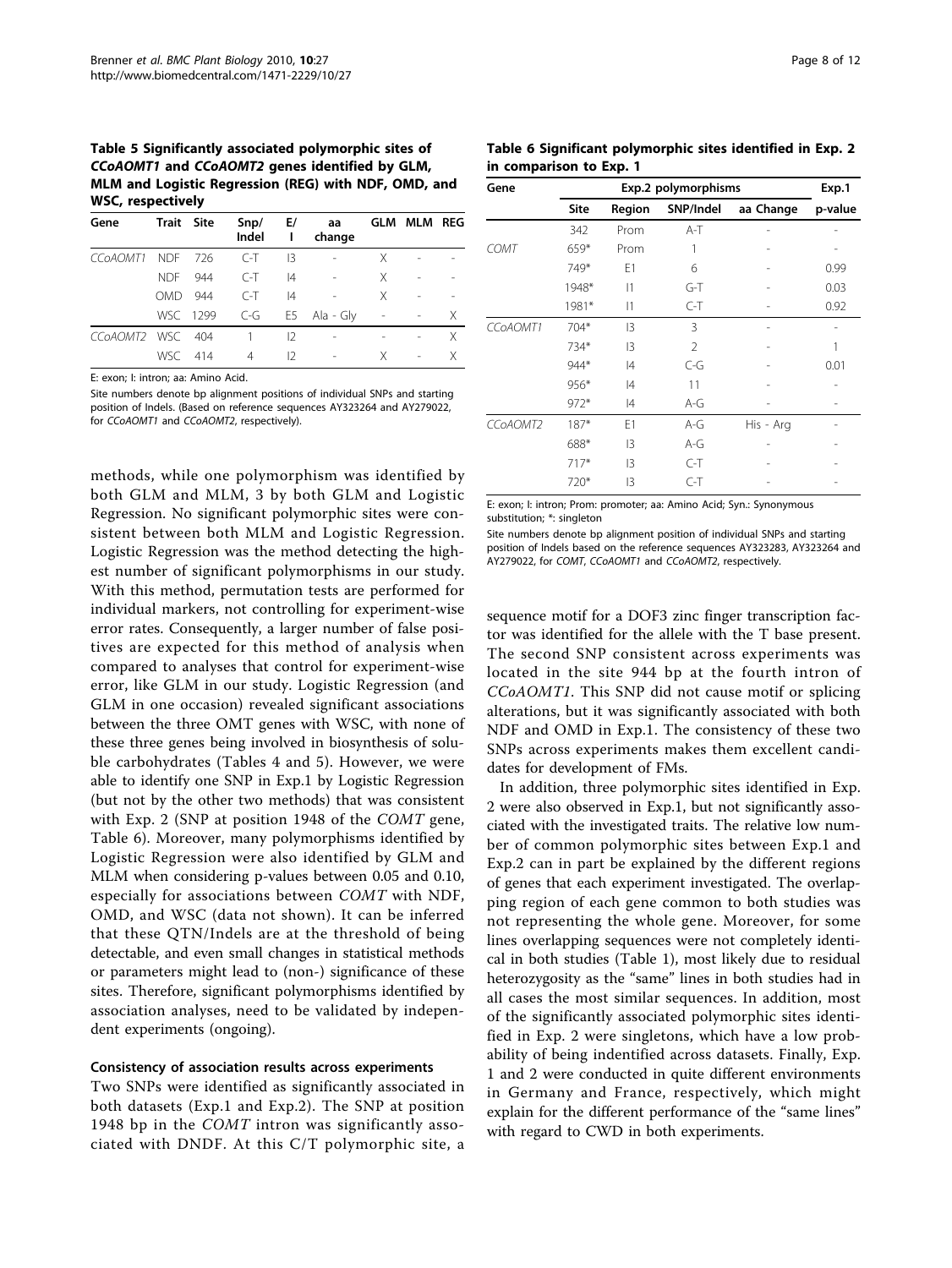**Table 5 Significantly associated polymorphic sites of *CCoAOMT1* and *CCoAOMT2* genes identified by GLM, MLM and Logistic Regression (REG) with NDF, OMD, and WSC, respectively**

| Gene | Trait | Site | Snp/ Indel | E/ I | aa change | GLM | MLM | REG |
|---|---|---|---|---|---|---|---|---|
| *CCoAOMT1* | NDF | 726 | C-T | I3 | - | X | - | - |
| | NDF | 944 | C-T | I4 | - | X | - | - |
| | OMD | 944 | C-T | I4 | - | X | - | - |
| | WSC | 1299 | C-G | E5 | Ala - Gly | - | - | X |
| *CCoAOMT2* | WSC | 404 | 1 | I2 | - | - | - | X |
| | WSC | 414 | 4 | I2 | - | X | - | X |

E: exon; I: intron; aa: Amino Acid.

Site numbers denote bp alignment positions of individual SNPs and starting position of Indels. (Based on reference sequences AY323264 and AY279022, for *CCoAOMT1* and *CCoAOMT2*, respectively).

methods, while one polymorphism was identified by both GLM and MLM, 3 by both GLM and Logistic Regression. No significant polymorphic sites were consistent between both MLM and Logistic Regression. Logistic Regression was the method detecting the highest number of significant polymorphisms in our study. With this method, permutation tests are performed for individual markers, not controlling for experiment-wise error rates. Consequently, a larger number of false positives are expected for this method of analysis when compared to analyses that control for experiment-wise error, like GLM in our study. Logistic Regression (and GLM in one occasion) revealed significant associations between the three OMT genes with WSC, with none of these three genes being involved in biosynthesis of soluble carbohydrates (Tables 4 and 5). However, we were able to identify one SNP in Exp.1 by Logistic Regression (but not by the other two methods) that was consistent with Exp. 2 (SNP at position 1948 of the *COMT* gene, Table 6). Moreover, many polymorphisms identified by Logistic Regression were also identified by GLM and MLM when considering p-values between 0.05 and 0.10, especially for associations between *COMT* with NDF, OMD, and WSC (data not shown). It can be inferred that these QTN/Indels are at the threshold of being detectable, and even small changes in statistical methods or parameters might lead to (non-) significance of these sites. Therefore, significant polymorphisms identified by association analyses, need to be validated by independent experiments (ongoing).

#### Consistency of association results across experiments

Two SNPs were identified as significantly associated in both datasets (Exp.1 and Exp.2). The SNP at position 1948 bp in the *COMT* intron was significantly associated with DNDF. At this C/T polymorphic site, a sequence motif for a DOF3 zinc finger transcription factor was identified for the allele with the T base present. The second SNP consistent across experiments was located in the site 944 bp at the fourth intron of *CCoAOMT1*. This SNP did not cause motif or splicing alterations, but it was significantly associated with both NDF and OMD in Exp.1. The consistency of these two SNPs across experiments makes them excellent candidates for development of FMs.

**Table 6 Significant polymorphic sites identified in Exp. 2 in comparison to Exp. 1**

| Gene | Exp.2 polymorphisms | | | | Exp.1 |
|---|---|---|---|---|---|
| | Site | Region | SNP/Indel | aa Change | p-value |
| | 342 | Prom | A-T | - | - |
| *COMT* | 659* | Prom | 1 | - | - |
| | 749* | E1 | 6 | - | 0.99 |
| | 1948* | I1 | G-T | - | 0.03 |
| | 1981* | I1 | C-T | - | 0.92 |
| *CCoAOMT1* | 704* | I3 | 3 | - | - |
| | 734* | I3 | 2 | - | 1 |
| | 944* | I4 | C-G | - | 0.01 |
| | 956* | I4 | 11 | - | - |
| | 972* | I4 | A-G | - | - |
| *CCoAOMT2* | 187* | E1 | A-G | His - Arg | - |
| | 688* | I3 | A-G | - | - |
| | 717* | I3 | C-T | - | - |
| | 720* | I3 | C-T | - | - |

E: exon; I: intron; Prom: promoter; aa: Amino Acid; Syn.: Synonymous substitution; *: singleton

Site numbers denote bp alignment position of individual SNPs and starting position of Indels based on the reference sequences AY323283, AY323264 and AY279022, for *COMT*, *CCoAOMT1* and *CCoAOMT2*, respectively.

In addition, three polymorphic sites identified in Exp. 2 were also observed in Exp.1, but not significantly associated with the investigated traits. The relative low number of common polymorphic sites between Exp.1 and Exp.2 can in part be explained by the different regions of genes that each experiment investigated. The overlapping region of each gene common to both studies was not representing the whole gene. Moreover, for some lines overlapping sequences were not completely identical in both studies (Table 1), most likely due to residual heterozygosity as the "same" lines in both studies had in all cases the most similar sequences. In addition, most of the significantly associated polymorphic sites identified in Exp. 2 were singletons, which have a low probability of being indentified across datasets. Finally, Exp. 1 and 2 were conducted in quite different environments in Germany and France, respectively, which might explain for the different performance of the "same lines" with regard to CWD in both experiments.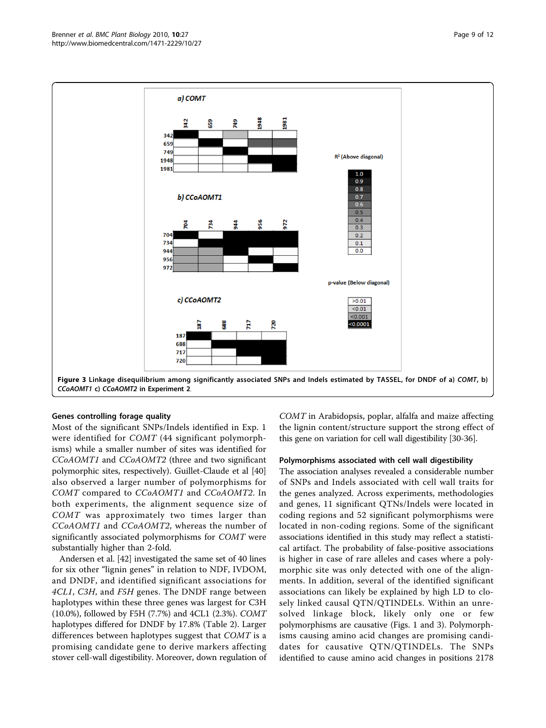**Figure 3 Linkage disequilibrium among significantly associated SNPs and Indels estimated by TASSEL, for DNDF of a) *COMT*, b) *CCoAOMT1* c) *CCoAOMT2* in Experiment 2.**

### Genes controlling forage quality

Most of the significant SNPs/Indels identified in Exp. 1 were identified for *COMT* (44 significant polymorphisms) while a smaller number of sites was identified for *CCoAOMT1* and *CCoAOMT2* (three and two significant polymorphic sites, respectively). Guillet-Claude et al [40] also observed a larger number of polymorphisms for *COMT* compared to *CCoAOMT1* and *CCoAOMT2*. In both experiments, the alignment sequence size of *COMT* was approximately two times larger than *CCoAOMT1* and *CCoAOMT2*, whereas the number of significantly associated polymorphisms for *COMT* were substantially higher than 2-fold.

Andersen et al. [42] investigated the same set of 40 lines for six other "lignin genes" in relation to NDF, IVDOM, and DNDF, and identified significant associations for *4CL1*, *C3H*, and *F5H* genes. The DNDF range between haplotypes within these three genes was largest for C3H (10.0%), followed by F5H (7.7%) and 4CL1 (2.3%). *COMT* haplotypes differed for DNDF by 17.8% (Table 2). Larger differences between haplotypes suggest that *COMT* is a promising candidate gene to derive markers affecting stover cell-wall digestibility. Moreover, down regulation of *COMT* in Arabidopsis, poplar, alfalfa and maize affecting the lignin content/structure support the strong effect of this gene on variation for cell wall digestibility [30-36].

### Polymorphisms associated with cell wall digestibility

The association analyses revealed a considerable number of SNPs and Indels associated with cell wall traits for the genes analyzed. Across experiments, methodologies and genes, 11 significant QTNs/Indels were located in coding regions and 52 significant polymorphisms were located in non-coding regions. Some of the significant associations identified in this study may reflect a statistical artifact. The probability of false-positive associations is higher in case of rare alleles and cases where a polymorphic site was only detected with one of the alignments. In addition, several of the identified significant associations can likely be explained by high LD to closely linked causal QTN/QTINDELs. Within an unresolved linkage block, likely only one or few polymorphisms are causative (Figs. 1 and 3). Polymorphisms causing amino acid changes are promising candidates for causative QTN/QTINDELs. The SNPs identified to cause amino acid changes in positions 2178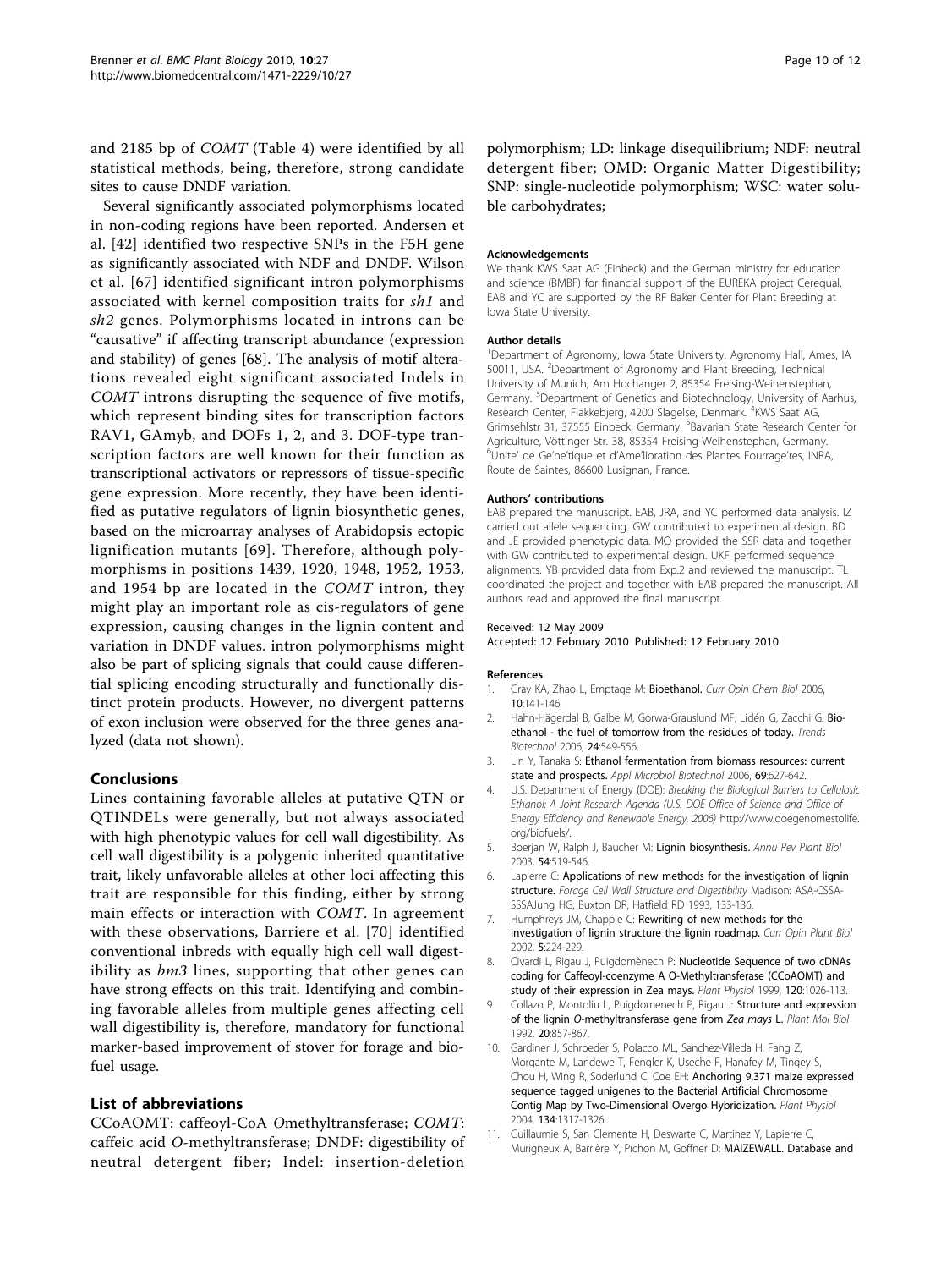and 2185 bp of *COMT* (Table 4) were identified by all statistical methods, being, therefore, strong candidate sites to cause DNDF variation.

Several significantly associated polymorphisms located in non-coding regions have been reported. Andersen et al. [42] identified two respective SNPs in the F5H gene as significantly associated with NDF and DNDF. Wilson et al. [67] identified significant intron polymorphisms associated with kernel composition traits for *sh1* and *sh2* genes. Polymorphisms located in introns can be "causative" if affecting transcript abundance (expression and stability) of genes [68]. The analysis of motif alterations revealed eight significant associated Indels in *COMT* introns disrupting the sequence of five motifs, which represent binding sites for transcription factors RAV1, GAmyb, and DOFs 1, 2, and 3. DOF-type transcription factors are well known for their function as transcriptional activators or repressors of tissue-specific gene expression. More recently, they have been identified as putative regulators of lignin biosynthetic genes, based on the microarray analyses of Arabidopsis ectopic lignification mutants [69]. Therefore, although polymorphisms in positions 1439, 1920, 1948, 1952, 1953, and 1954 bp are located in the *COMT* intron, they might play an important role as cis-regulators of gene expression, causing changes in the lignin content and variation in DNDF values. intron polymorphisms might also be part of splicing signals that could cause differential splicing encoding structurally and functionally distinct protein products. However, no divergent patterns of exon inclusion were observed for the three genes analyzed (data not shown).

## Conclusions

Lines containing favorable alleles at putative QTN or QTINDELs were generally, but not always associated with high phenotypic values for cell wall digestibility. As cell wall digestibility is a polygenic inherited quantitative trait, likely unfavorable alleles at other loci affecting this trait are responsible for this finding, either by strong main effects or interaction with *COMT*. In agreement with these observations, Barriere et al. [70] identified conventional inbreds with equally high cell wall digestibility as *bm3* lines, supporting that other genes can have strong effects on this trait. Identifying and combining favorable alleles from multiple genes affecting cell wall digestibility is, therefore, mandatory for functional marker-based improvement of stover for forage and biofuel usage.

## List of abbreviations

CCoAOMT: caffeoyl-CoA *O*methyltransferase; *COMT*: caffeic acid *O*-methyltransferase; DNDF: digestibility of neutral detergent fiber; Indel: insertion-deletion polymorphism; LD: linkage disequilibrium; NDF: neutral detergent fiber; OMD: Organic Matter Digestibility; SNP: single-nucleotide polymorphism; WSC: water soluble carbohydrates;

#### Acknowledgements

We thank KWS Saat AG (Einbeck) and the German ministry for education and science (BMBF) for financial support of the EUREKA project Cerequal. EAB and YC are supported by the RF Baker Center for Plant Breeding at Iowa State University.

#### Author details

[1]Department of Agronomy, Iowa State University, Agronomy Hall, Ames, IA 50011, USA. [2]Department of Agronomy and Plant Breeding, Technical University of Munich, Am Hochanger 2, 85354 Freising-Weihenstephan, Germany. [3]Department of Genetics and Biotechnology, University of Aarhus, Research Center, Flakkebjerg, 4200 Slagelse, Denmark. [4]KWS Saat AG, Grimsehlstr 31, 37555 Einbeck, Germany. [5]Bavarian State Research Center for Agriculture, Vöttinger Str. 38, 85354 Freising-Weihenstephan, Germany. [6]Unite' de Ge'ne'tique et d'Ame'lioration des Plantes Fourrage'res, INRA, Route de Saintes, 86600 Lusignan, France.

#### Authors' contributions

EAB prepared the manuscript. EAB, JRA, and YC performed data analysis. IZ carried out allele sequencing. GW contributed to experimental design. BD and JE provided phenotypic data. MO provided the SSR data and together with GW contributed to experimental design. UKF performed sequence alignments. YB provided data from Exp.2 and reviewed the manuscript. TL coordinated the project and together with EAB prepared the manuscript. All authors read and approved the final manuscript.

Received: 12 May 2009
Accepted: 12 February 2010 Published: 12 February 2010

#### References

1. Gray KA, Zhao L, Emptage M: **Bioethanol.** *Curr Opin Chem Biol* 2006, **10**:141-146.
2. Hahn-Hägerdal B, Galbe M, Gorwa-Grauslund MF, Lidén G, Zacchi G: **Bio-ethanol - the fuel of tomorrow from the residues of today.** *Trends Biotechnol* 2006, **24**:549-556.
3. Lin Y, Tanaka S: **Ethanol fermentation from biomass resources: current state and prospects.** *Appl Microbiol Biotechnol* 2006, **69**:627-642.
4. U.S. Department of Energy (DOE): *Breaking the Biological Barriers to Cellulosic Ethanol: A Joint Research Agenda (U.S. DOE Office of Science and Office of Energy Efficiency and Renewable Energy, 2006)* http://www.doegenomestolife.org/biofuels/.
5. Boerjan W, Ralph J, Baucher M: **Lignin biosynthesis.** *Annu Rev Plant Biol* 2003, **54**:519-546.
6. Lapierre C: **Applications of new methods for the investigation of lignin structure.** *Forage Cell Wall Structure and Digestibility* Madison: ASA-CSSA-SSSAJung HG, Buxton DR, Hatfield RD 1993, 133-136.
7. Humphreys JM, Chapple C: **Rewriting of new methods for the investigation of lignin structure the lignin roadmap.** *Curr Opin Plant Biol* 2002, **5**:224-229.
8. Civardi L, Rigau J, Puigdomènech P: **Nucleotide Sequence of two cDNAs coding for Caffeoyl-coenzyme A O-Methyltransferase (CCoAOMT) and study of their expression in Zea mays.** *Plant Physiol* 1999, **120**:1026-113.
9. Collazo P, Montoliu L, Puigdomenech P, Rigau J: **Structure and expression of the lignin *O*-methyltransferase gene from *Zea mays* L.** *Plant Mol Biol* 1992, **20**:857-867.
10. Gardiner J, Schroeder S, Polacco ML, Sanchez-Villeda H, Fang Z, Morgante M, Landewe T, Fengler K, Useche F, Hanafey M, Tingey S, Chou H, Wing R, Soderlund C, Coe EH: **Anchoring 9,371 maize expressed sequence tagged unigenes to the Bacterial Artificial Chromosome Contig Map by Two-Dimensional Overgo Hybridization.** *Plant Physiol* 2004, **134**:1317-1326.
11. Guillaumie S, San Clemente H, Deswarte C, Martinez Y, Lapierre C, Murigneux A, Barrière Y, Pichon M, Goffner D: **MAIZEWALL. Database and**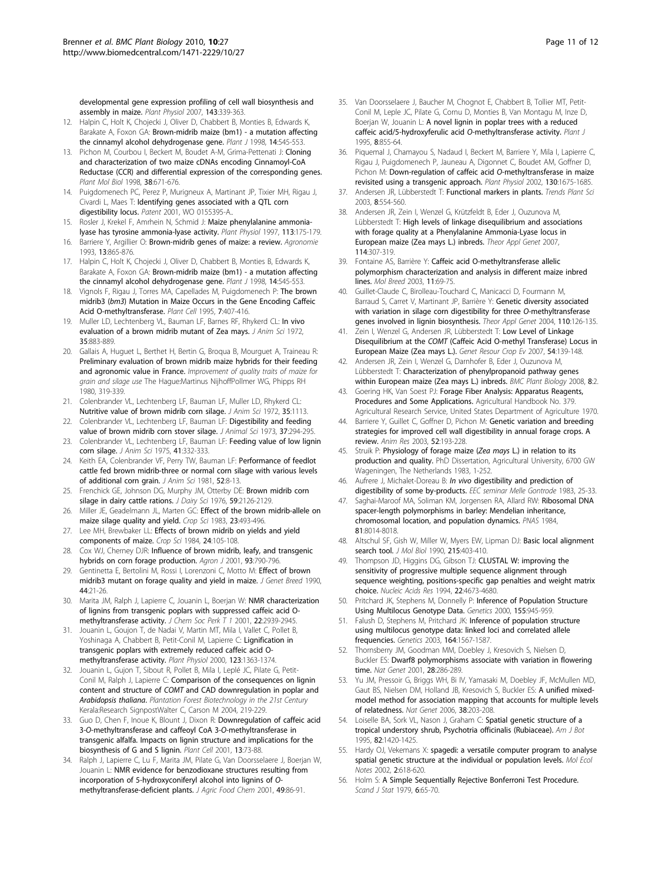developmental gene expression profiling of cell wall biosynthesis and assembly in maize. *Plant Physiol* 2007, 143:339-363.

12. Halpin C, Holt K, Chojecki J, Oliver D, Chabbert B, Monties B, Edwards K, Barakate A, Foxon GA: **Brown-midrib maize (bm1) - a mutation affecting the cinnamyl alcohol dehydrogenase gene.** *Plant J* 1998, 14:545-553.
13. Pichon M, Courbou I, Beckert M, Boudet A-M, Grima-Pettenati J: **Cloning and characterization of two maize cDNAs encoding Cinnamoyl-CoA Reductase (CCR) and differential expression of the corresponding genes.** *Plant Mol Biol* 1998, 38:671-676.
14. Puigdomenech PC, Perez P, Murigneux A, Martinant JP, Tixier MH, Rigau J, Civardi L, Maes T: **Identifying genes associated with a QTL corn digestibility locus.** *Patent* 2001, WO 0155395-A..
15. Rosler J, Krekel F, Amrhein N, Schmid J: **Maize phenylalanine ammonia-lyase has tyrosine ammonia-lyase activity.** *Plant Physiol* 1997, 113:175-179.
16. Barriere Y, Argillier O: **Brown-midrib genes of maize: a review.** *Agronomie* 1993, 13:865-876.
17. Halpin C, Holt K, Chojecki J, Oliver D, Chabbert B, Monties B, Edwards K, Barakate A, Foxon GA: **Brown-midrib maize (bm1) - a mutation affecting the cinnamyl alcohol dehydrogenase gene.** *Plant J* 1998, 14:545-553.
18. Vignols F, Rigau J, Torres MA, Capellades M, Puigdomenech P: **The brown midrib3 (*bm3*) Mutation in Maize Occurs in the Gene Encoding Caffeic Acid O-methyltransferase.** *Plant Cell* 1995, 7:407-416.
19. Muller LD, Lechtenberg VL, Bauman LF, Barnes RF, Rhykerd CL: **In vivo evaluation of a brown midrib mutant of Zea mays.** *J Anim Sci* 1972, 35:883-889.
20. Gallais A, Huguet L, Berthet H, Bertin G, Broqua B, Mourguet A, Traineau R: **Preliminary evaluation of brown midrib maize hybrids for their feeding and agronomic value in France.** *Improvement of quality traits of maize for grain and silage use* The Hague:Martinus NijhoffPollmer WG, Phipps RH 1980, 319-339.
21. Colenbrander VL, Lechtenberg LF, Bauman LF, Muller LD, Rhykerd CL: **Nutritive value of brown midrib corn silage.** *J Anim Sci* 1972, 35:1113.
22. Colenbrander VL, Lechtenberg LF, Bauman LF: **Digestibility and feeding value of brown midrib corn stover silage.** *J Animal Sci* 1973, 37:294-295.
23. Colenbrander VL, Lechtenberg LF, Bauman LF: **Feeding value of low lignin corn silage.** *J Anim Sci* 1975, 41:332-333.
24. Keith EA, Colenbrander VF, Perry TW, Bauman LF: **Performance of feedlot cattle fed brown midrib-three or normal corn silage with various levels of additional corn grain.** *J Anim Sci* 1981, 52:8-13.
25. Frenchick GE, Johnson DG, Murphy JM, Otterby DE: **Brown midrib corn silage in dairy cattle rations.** *J Dairy Sci* 1976, 59:2126-2129.
26. Miller JE, Geadelmann JL, Marten GC: **Effect of the brown midrib-allele on maize silage quality and yield.** *Crop Sci* 1983, 23:493-496.
27. Lee MH, Brewbaker LL: **Effects of brown midrib on yields and yield components of maize.** *Crop Sci* 1984, 24:105-108.
28. Cox WJ, Cherney DJR: **Influence of brown midrib, leafy, and transgenic hybrids on corn forage production.** *Agron J* 2001, 93:790-796.
29. Gentinetta E, Bertolini M, Rossi I, Lorenzoni C, Motto M: **Effect of brown midrib3 mutant on forage quality and yield in maize.** *J Genet Breed* 1990, 44:21-26.
30. Marita JM, Ralph J, Lapierre C, Jouanin L, Boerjan W: **NMR characterization of lignins from transgenic poplars with suppressed caffeic acid O-methyltransferase activity.** *J Chem Soc Perk T 1* 2001, 22:2939-2945.
31. Jouanin L, Goujon T, de Nadai V, Martin MT, Mila I, Vallet C, Pollet B, Yoshinaga A, Chabbert B, Petit-Conil M, Lapierre C: **Lignification in transgenic poplars with extremely reduced caffeic acid O-methyltransferase activity.** *Plant Physiol* 2000, 123:1363-1374.
32. Jouanin L, Gujon T, Sibout R, Pollet B, Mila I, Leplé JC, Pilate G, Petit-Conil M, Ralph J, Lapierre C: **Comparison of the consequences on lignin content and structure of *COMT* and CAD downregulation in poplar and *Arabidopsis thaliana*.** *Plantation Forest Biotechnology in the 21st Century* Kerala:Research SignpostWalter C, Carson M 2004, 219-229.
33. Guo D, Chen F, Inoue K, Blount J, Dixon R: **Downregulation of caffeic acid 3-*O*-methyltransferase and caffeoyl CoA 3-*O*-methyltransferase in transgenic alfalfa. Impacts on lignin structure and implications for the biosynthesis of G and S lignin.** *Plant Cell* 2001, 13:73-88.
34. Ralph J, Lapierre C, Lu F, Marita JM, Pilate G, Van Doorsselaere J, Boerjan W, Jouanin L: **NMR evidence for benzodioxane structures resulting from incorporation of 5-hydroxyconiferyl alcohol into lignins of *O*-methyltransferase-deficient plants.** *J Agric Food Chem* 2001, 49:86-91.
35. Van Doorsselaere J, Baucher M, Chognot E, Chabbert B, Tollier MT, Petit-Conil M, Leple JC, Pilate G, Cornu D, Monties B, Van Montagu M, Inze D, Boerjan W, Jouanin L: **A novel lignin in poplar trees with a reduced caffeic acid/5-hydroxyferulic acid *O*-methyltransferase activity.** *Plant J* 1995, 8:855-64.
36. Piquemal J, Chamayou S, Nadaud I, Beckert M, Barriere Y, Mila I, Lapierre C, Rigau J, Puigdomenech P, Jauneau A, Digonnet C, Boudet AM, Goffner D, Pichon M: **Down-regulation of caffeic acid *O*-methyltransferase in maize revisited using a transgenic approach.** *Plant Physiol* 2002, 130:1675-1685.
37. Andersen JR, Lübberstedt T: **Functional markers in plants.** *Trends Plant Sci* 2003, 8:554-560.
38. Andersen JR, Zein I, Wenzel G, Krützfeldt B, Eder J, Ouzunova M, Lübberstedt T: **High levels of linkage disequilibrium and associations with forage quality at a Phenylalanine Ammonia-Lyase locus in European maize (Zea mays L.) inbreds.** *Theor Appl Genet* 2007, 114:307-319.
39. Fontaine AS, Barrière Y: **Caffeic acid O-methyltransferase allelic polymorphism characterization and analysis in different maize inbred lines.** *Mol Breed* 2003, 11:69-75.
40. Guillet-Claude C, Birolleau-Touchard C, Manicacci D, Fourmann M, Barraud S, Carret V, Martinant JP, Barrière Y: **Genetic diversity associated with variation in silage corn digestibility for three *O*-methyltransferase genes involved in lignin biosynthesis.** *Theor Appl Genet* 2004, 110:126-135.
41. Zein I, Wenzel G, Andersen JR, Lübberstedt T: **Low Level of Linkage Disequilibrium at the *COMT* (Caffeic Acid O-methyl Transferase) Locus in European Maize (Zea mays L.).** *Genet Resour Crop Ev* 2007, 54:139-148.
42. Andersen JR, Zein I, Wenzel G, Darnhofer B, Eder J, Ouzunova M, Lübberstedt T: **Characterization of phenylpropanoid pathway genes within European maize (Zea mays L.) inbreds.** *BMC Plant Biology* 2008, 8:2.
43. Goering HK, Van Soest PJ: **Forage Fiber Analysis: Apparatus Reagents, Procedures and Some Applications.** Agricultural Handbook No. 379. Agricultural Research Service, United States Department of Agriculture 1970.
44. Barriere Y, Guillet C, Goffner D, Pichon M: **Genetic variation and breeding strategies for improved cell wall digestibility in annual forage crops. A review.** *Anim Res* 2003, 52:193-228.
45. Struik P: **Physiology of forage maize (*Zea mays* L.) in relation to its production and quality.** PhD Dissertation, Agricultural University, 6700 GW Wageningen, The Netherlands 1983, 1-252.
46. Aufrere J, Michalet-Doreau B: ***In vivo* digestibility and prediction of digestibility of some by-products.** *EEC seminar Melle Gontrode* 1983, 25-33.
47. Saghai-Maroof MA, Soliman KM, Jorgensen RA, Allard RW: **Ribosomal DNA spacer-length polymorphisms in barley: Mendelian inheritance, chromosomal location, and population dynamics.** *PNAS* 1984, 81:8014-8018.
48. Altschul SF, Gish W, Miller W, Myers EW, Lipman DJ: **Basic local alignment search tool.** *J Mol Biol* 1990, 215:403-410.
49. Thompson JD, Higgins DG, Gibson TJ: **CLUSTAL W: improving the sensitivity of progressive multiple sequence alignment through sequence weighting, positions-specific gap penalties and weight matrix choice.** *Nucleic Acids Res* 1994, 22:4673-4680.
50. Pritchard JK, Stephens M, Donnelly P: **Inference of Population Structure Using Multilocus Genotype Data.** *Genetics* 2000, 155:945-959.
51. Falush D, Stephens M, Pritchard JK: **Inference of population structure using multilocus genotype data: linked loci and correlated allele frequencies.** *Genetics* 2003, 164:1567-1587.
52. Thornsberry JM, Goodman MM, Doebley J, Kresovich S, Nielsen D, Buckler ES: **Dwarf8 polymorphisms associate with variation in flowering time.** *Nat Genet* 2001, 28:286-289.
53. Yu JM, Pressoir G, Briggs WH, Bi IV, Yamasaki M, Doebley JF, McMullen MD, Gaut BS, Nielsen DM, Holland JB, Kresovich S, Buckler ES: **A unified mixed-model method for association mapping that accounts for multiple levels of relatedness.** *Nat Genet* 2006, 38:203-208.
54. Loiselle BA, Sork VL, Nason J, Graham C: **Spatial genetic structure of a tropical understory shrub, Psychotria officinalis (Rubiaceae).** *Am J Bot* 1995, 82:1420-1425.
55. Hardy OJ, Vekemans X: **spagedi: a versatile computer program to analyse spatial genetic structure at the individual or population levels.** *Mol Ecol Notes* 2002, 2:618-620.
56. Holm S: **A Simple Sequentially Rejective Bonferroni Test Procedure.** *Scand J Stat* 1979, 6:65-70.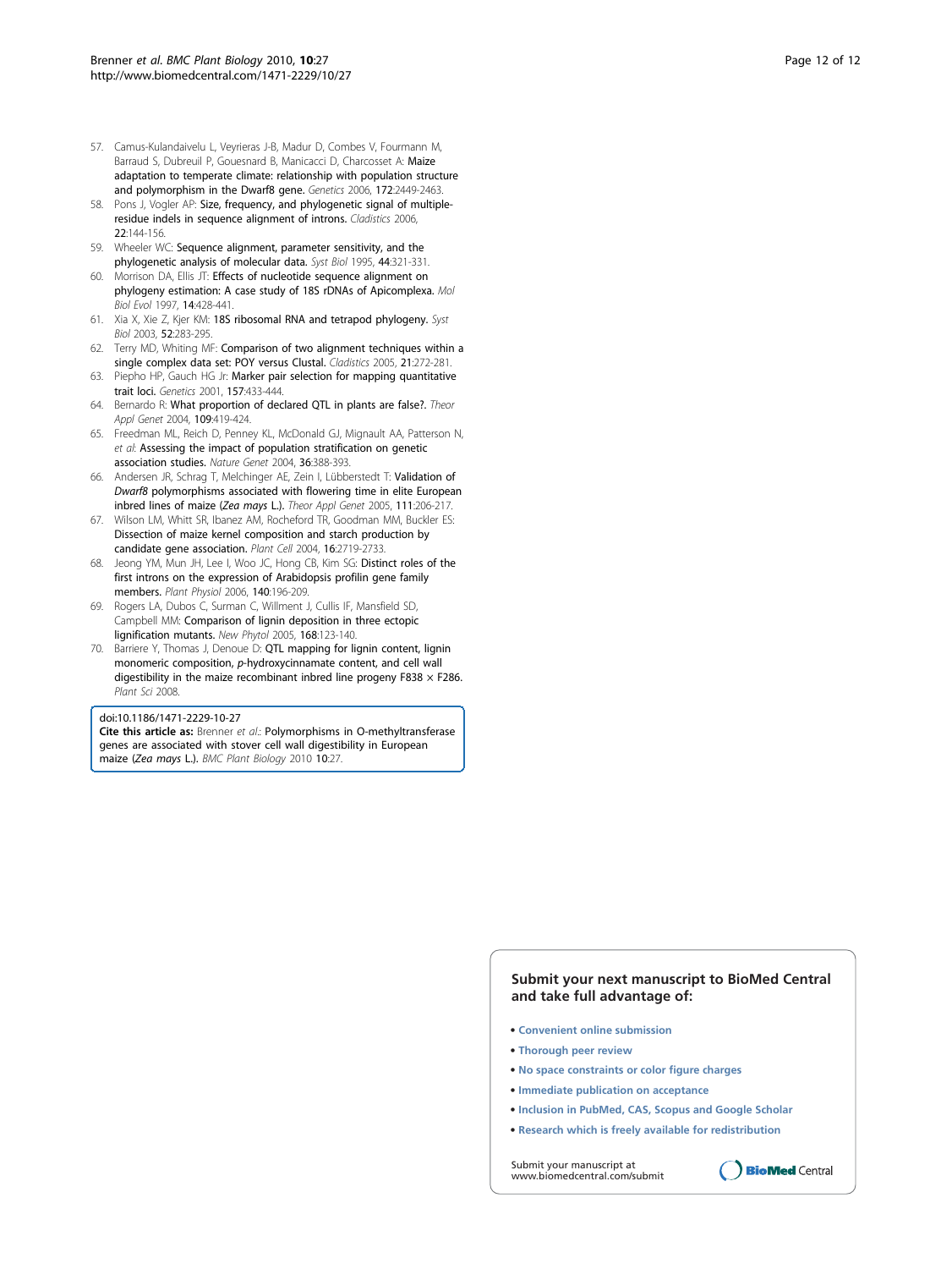57. Camus-Kulandaivelu L, Veyrieras J-B, Madur D, Combes V, Fourmann M, Barraud S, Dubreuil P, Gouesnard B, Manicacci D, Charcosset A: **Maize adaptation to temperate climate: relationship with population structure and polymorphism in the Dwarf8 gene.** *Genetics* 2006, **172**:2449-2463.
58. Pons J, Vogler AP: **Size, frequency, and phylogenetic signal of multiple-residue indels in sequence alignment of introns.** *Cladistics* 2006, **22**:144-156.
59. Wheeler WC: **Sequence alignment, parameter sensitivity, and the phylogenetic analysis of molecular data.** *Syst Biol* 1995, **44**:321-331.
60. Morrison DA, Ellis JT: **Effects of nucleotide sequence alignment on phylogeny estimation: A case study of 18S rDNAs of Apicomplexa.** *Mol Biol Evol* 1997, **14**:428-441.
61. Xia X, Xie Z, Kjer KM: **18S ribosomal RNA and tetrapod phylogeny.** *Syst Biol* 2003, **52**:283-295.
62. Terry MD, Whiting MF: **Comparison of two alignment techniques within a single complex data set: POY versus Clustal.** *Cladistics* 2005, **21**:272-281.
63. Piepho HP, Gauch HG Jr: **Marker pair selection for mapping quantitative trait loci.** *Genetics* 2001, **157**:433-444.
64. Bernardo R: **What proportion of declared QTL in plants are false?.** *Theor Appl Genet* 2004, **109**:419-424.
65. Freedman ML, Reich D, Penney KL, McDonald GJ, Mignault AA, Patterson N, *et al*: **Assessing the impact of population stratification on genetic association studies.** *Nature Genet* 2004, **36**:388-393.
66. Andersen JR, Schrag T, Melchinger AE, Zein I, Lübberstedt T: **Validation of *Dwarf8* polymorphisms associated with flowering time in elite European inbred lines of maize (*Zea mays* L.).** *Theor Appl Genet* 2005, **111**:206-217.
67. Wilson LM, Whitt SR, Ibanez AM, Rocheford TR, Goodman MM, Buckler ES: **Dissection of maize kernel composition and starch production by candidate gene association.** *Plant Cell* 2004, **16**:2719-2733.
68. Jeong YM, Mun JH, Lee I, Woo JC, Hong CB, Kim SG: **Distinct roles of the first introns on the expression of Arabidopsis profilin gene family members.** *Plant Physiol* 2006, **140**:196-209.
69. Rogers LA, Dubos C, Surman C, Willment J, Cullis IF, Mansfield SD, Campbell MM: **Comparison of lignin deposition in three ectopic lignification mutants.** *New Phytol* 2005, **168**:123-140.
70. Barriere Y, Thomas J, Denoue D: **QTL mapping for lignin content, lignin monomeric composition, *p*-hydroxycinnamate content, and cell wall digestibility in the maize recombinant inbred line progeny F838 × F286.** *Plant Sci* 2008.

doi:10.1186/1471-2229-10-27

**Cite this article as:** Brenner *et al.*: Polymorphisms in O-methyltransferase genes are associated with stover cell wall digestibility in European maize (*Zea mays* L.). *BMC Plant Biology* 2010 **10**:27.

**Submit your next manuscript to BioMed Central and take full advantage of:**

- Convenient online submission
- Thorough peer review
- No space constraints or color figure charges
- Immediate publication on acceptance
- Inclusion in PubMed, CAS, Scopus and Google Scholar
- Research which is freely available for redistribution

Submit your manuscript at www.biomedcentral.com/submit